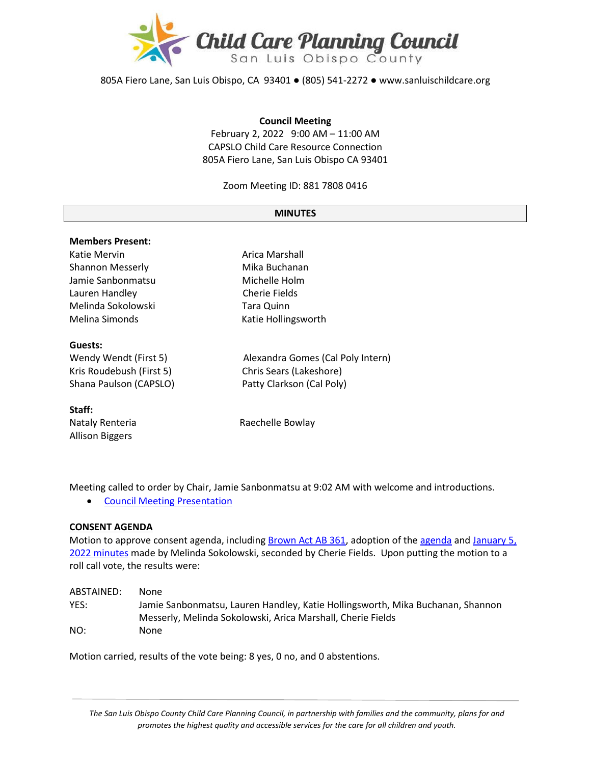# Child Care Planning Council
San Luis Obispo County

805A Fiero Lane, San Luis Obispo, CA 93401 ● (805) 541-2272 ● www.sanluischildcare.org

**Council Meeting**
February 2, 2022 9:00 AM – 11:00 AM
CAPSLO Child Care Resource Connection
805A Fiero Lane, San Luis Obispo CA 93401

Zoom Meeting ID: 881 7808 0416

## MINUTES

**Members Present:**

Katie Mervin
Shannon Messerly
Jamie Sanbonmatsu
Lauren Handley
Melinda Sokolowski
Melina Simonds
Arica Marshall
Mika Buchanan
Michelle Holm
Cherie Fields
Tara Quinn
Katie Hollingsworth

**Guests:**

Wendy Wendt (First 5)
Kris Roudebush (First 5)
Shana Paulson (CAPSLO)
Alexandra Gomes (Cal Poly Intern)
Chris Sears (Lakeshore)
Patty Clarkson (Cal Poly)

**Staff:**

Nataly Renteria
Allison Biggers
Raechelle Bowlay

Meeting called to order by Chair, Jamie Sanbonmatsu at 9:02 AM with welcome and introductions.

- Council Meeting Presentation

**CONSENT AGENDA**

Motion to approve consent agenda, including Brown Act AB 361, adoption of the agenda and January 5, 2022 minutes made by Melinda Sokolowski, seconded by Cherie Fields. Upon putting the motion to a roll call vote, the results were:

ABSTAINED: None
YES: Jamie Sanbonmatsu, Lauren Handley, Katie Hollingsworth, Mika Buchanan, Shannon Messerly, Melinda Sokolowski, Arica Marshall, Cherie Fields
NO: None

Motion carried, results of the vote being: 8 yes, 0 no, and 0 abstentions.

*The San Luis Obispo County Child Care Planning Council, in partnership with families and the community, plans for and promotes the highest quality and accessible services for the care for all children and youth.*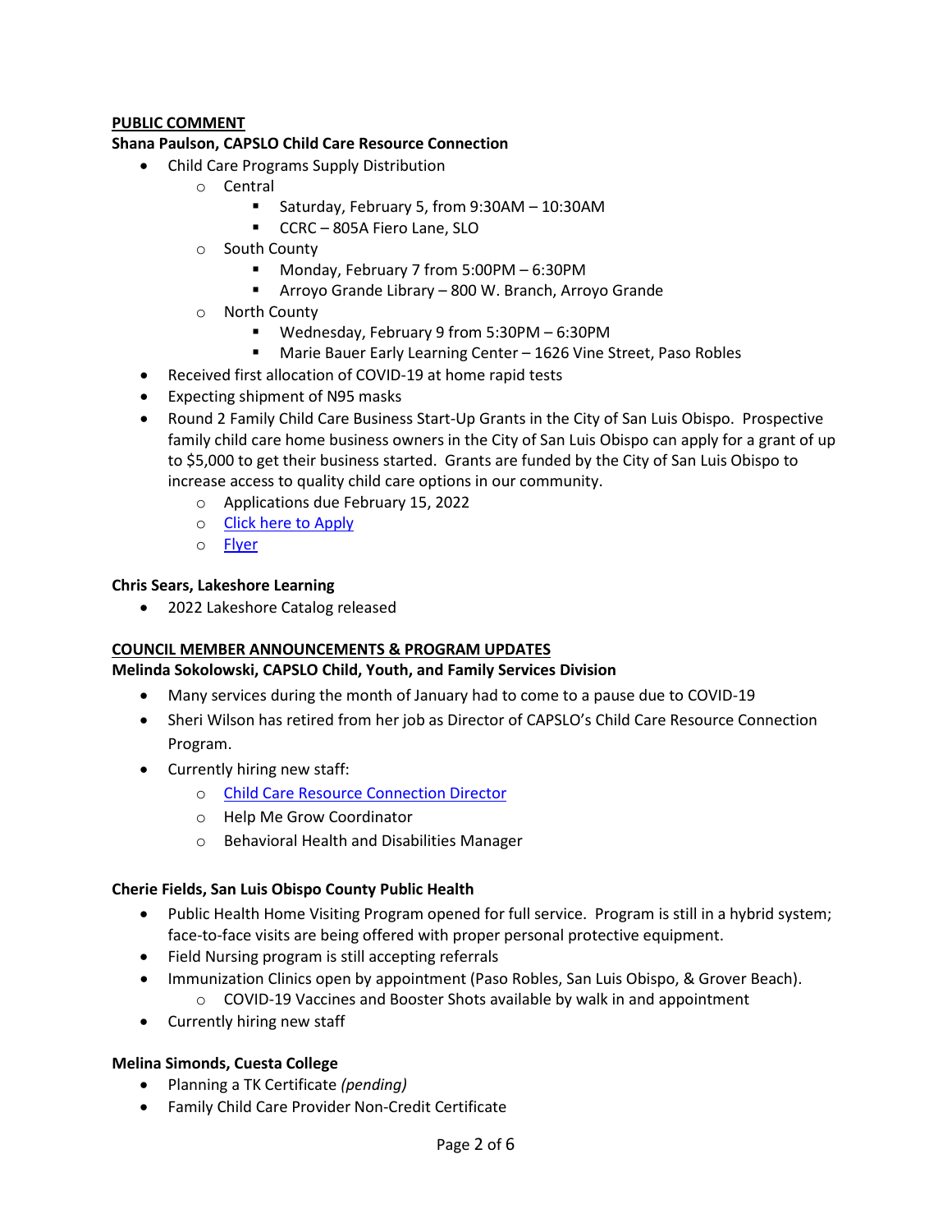**PUBLIC COMMENT**

**Shana Paulson, CAPSLO Child Care Resource Connection**

- Child Care Programs Supply Distribution
  - Central
    - Saturday, February 5, from 9:30AM – 10:30AM
    - CCRC – 805A Fiero Lane, SLO
  - South County
    - Monday, February 7 from 5:00PM – 6:30PM
    - Arroyo Grande Library – 800 W. Branch, Arroyo Grande
  - North County
    - Wednesday, February 9 from 5:30PM – 6:30PM
    - Marie Bauer Early Learning Center – 1626 Vine Street, Paso Robles
- Received first allocation of COVID-19 at home rapid tests
- Expecting shipment of N95 masks
- Round 2 Family Child Care Business Start-Up Grants in the City of San Luis Obispo. Prospective family child care home business owners in the City of San Luis Obispo can apply for a grant of up to $5,000 to get their business started. Grants are funded by the City of San Luis Obispo to increase access to quality child care options in our community.
  - Applications due February 15, 2022
  - Click here to Apply
  - Flyer

**Chris Sears, Lakeshore Learning**

- 2022 Lakeshore Catalog released

**COUNCIL MEMBER ANNOUNCEMENTS & PROGRAM UPDATES**

**Melinda Sokolowski, CAPSLO Child, Youth, and Family Services Division**

- Many services during the month of January had to come to a pause due to COVID-19
- Sheri Wilson has retired from her job as Director of CAPSLO's Child Care Resource Connection Program.
- Currently hiring new staff:
  - Child Care Resource Connection Director
  - Help Me Grow Coordinator
  - Behavioral Health and Disabilities Manager

**Cherie Fields, San Luis Obispo County Public Health**

- Public Health Home Visiting Program opened for full service. Program is still in a hybrid system; face-to-face visits are being offered with proper personal protective equipment.
- Field Nursing program is still accepting referrals
- Immunization Clinics open by appointment (Paso Robles, San Luis Obispo, & Grover Beach).
  - COVID-19 Vaccines and Booster Shots available by walk in and appointment
- Currently hiring new staff

**Melina Simonds, Cuesta College**

- Planning a TK Certificate *(pending)*
- Family Child Care Provider Non-Credit Certificate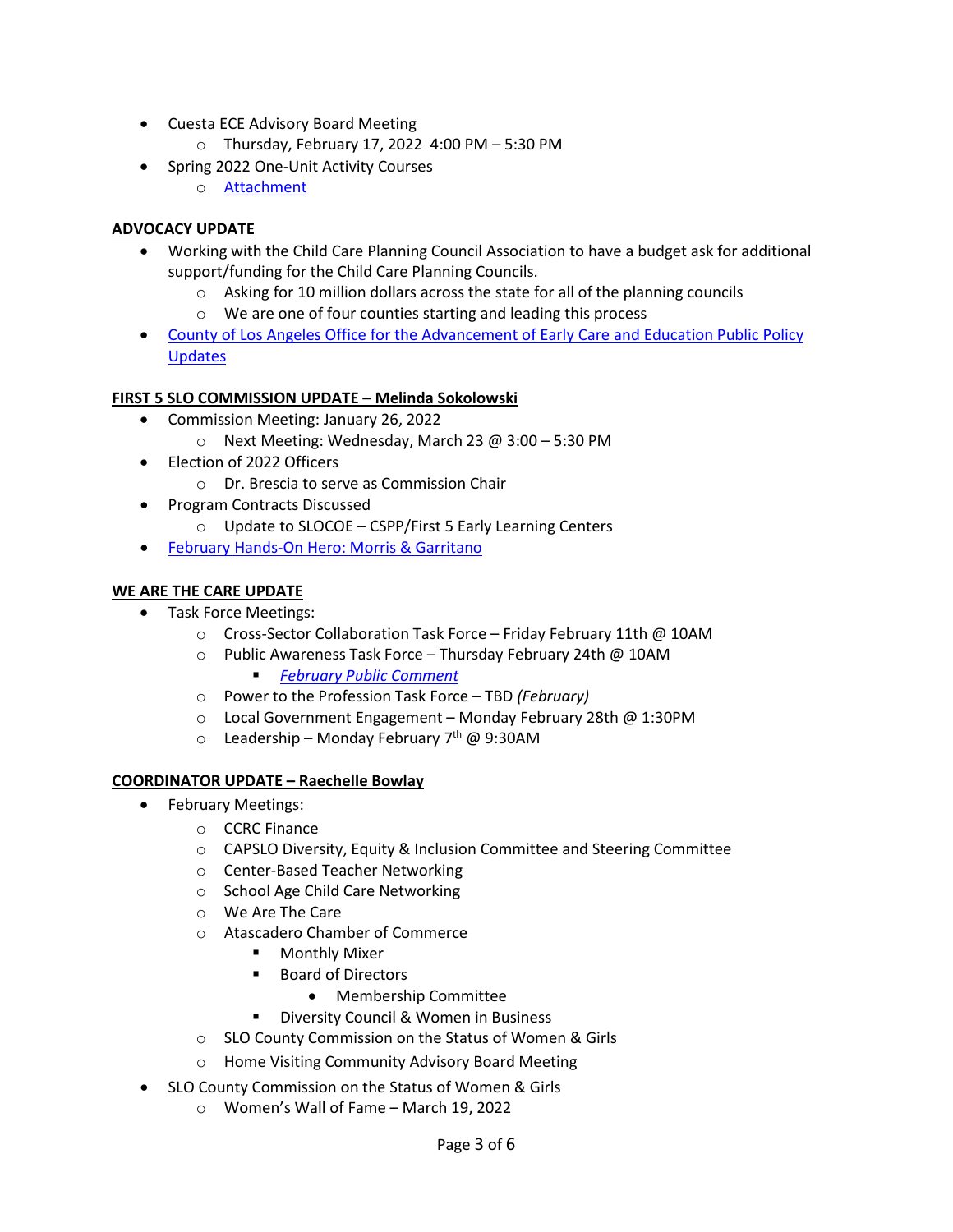- Cuesta ECE Advisory Board Meeting
    - Thursday, February 17, 2022  4:00 PM – 5:30 PM
- Spring 2022 One-Unit Activity Courses
    - Attachment

**ADVOCACY UPDATE**

- Working with the Child Care Planning Council Association to have a budget ask for additional support/funding for the Child Care Planning Councils.
    - Asking for 10 million dollars across the state for all of the planning councils
    - We are one of four counties starting and leading this process
- County of Los Angeles Office for the Advancement of Early Care and Education Public Policy Updates

**FIRST 5 SLO COMMISSION UPDATE – Melinda Sokolowski**

- Commission Meeting: January 26, 2022
    - Next Meeting: Wednesday, March 23 @ 3:00 – 5:30 PM
- Election of 2022 Officers
    - Dr. Brescia to serve as Commission Chair
- Program Contracts Discussed
    - Update to SLOCOE – CSPP/First 5 Early Learning Centers
- February Hands-On Hero: Morris & Garritano

**WE ARE THE CARE UPDATE**

- Task Force Meetings:
    - Cross-Sector Collaboration Task Force – Friday February 11th @ 10AM
    - Public Awareness Task Force – Thursday February 24th @ 10AM
        - *February Public Comment*
    - Power to the Profession Task Force – TBD *(February)*
    - Local Government Engagement – Monday February 28th @ 1:30PM
    - Leadership – Monday February 7th @ 9:30AM

**COORDINATOR UPDATE – Raechelle Bowlay**

- February Meetings:
    - CCRC Finance
    - CAPSLO Diversity, Equity & Inclusion Committee and Steering Committee
    - Center-Based Teacher Networking
    - School Age Child Care Networking
    - We Are The Care
    - Atascadero Chamber of Commerce
        - Monthly Mixer
        - Board of Directors
            - Membership Committee
        - Diversity Council & Women in Business
    - SLO County Commission on the Status of Women & Girls
    - Home Visiting Community Advisory Board Meeting
- SLO County Commission on the Status of Women & Girls
    - Women's Wall of Fame – March 19, 2022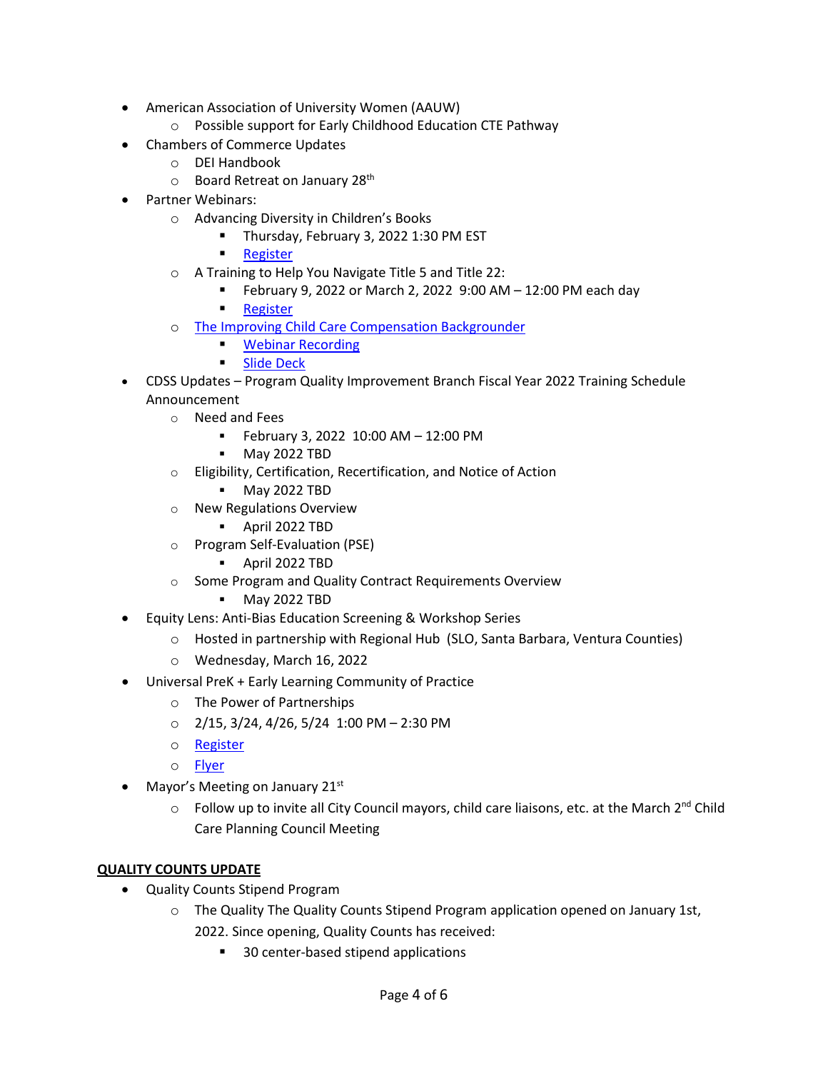- American Association of University Women (AAUW)
  - Possible support for Early Childhood Education CTE Pathway
- Chambers of Commerce Updates
  - DEI Handbook
  - Board Retreat on January 28th
- Partner Webinars:
  - Advancing Diversity in Children's Books
    - Thursday, February 3, 2022 1:30 PM EST
    - Register
  - A Training to Help You Navigate Title 5 and Title 22:
    - February 9, 2022 or March 2, 2022 9:00 AM – 12:00 PM each day
    - Register
  - The Improving Child Care Compensation Backgrounder
    - Webinar Recording
    - Slide Deck
- CDSS Updates – Program Quality Improvement Branch Fiscal Year 2022 Training Schedule Announcement
  - Need and Fees
    - February 3, 2022 10:00 AM – 12:00 PM
    - May 2022 TBD
  - Eligibility, Certification, Recertification, and Notice of Action
    - May 2022 TBD
  - New Regulations Overview
    - April 2022 TBD
  - Program Self-Evaluation (PSE)
    - April 2022 TBD
  - Some Program and Quality Contract Requirements Overview
    - May 2022 TBD
- Equity Lens: Anti-Bias Education Screening & Workshop Series
  - Hosted in partnership with Regional Hub (SLO, Santa Barbara, Ventura Counties)
  - Wednesday, March 16, 2022
- Universal PreK + Early Learning Community of Practice
  - The Power of Partnerships
  - 2/15, 3/24, 4/26, 5/24 1:00 PM – 2:30 PM
  - Register
  - Flyer
- Mayor's Meeting on January 21st
  - Follow up to invite all City Council mayors, child care liaisons, etc. at the March 2nd Child Care Planning Council Meeting

**QUALITY COUNTS UPDATE**

- Quality Counts Stipend Program
  - The Quality The Quality Counts Stipend Program application opened on January 1st, 2022. Since opening, Quality Counts has received:
    - 30 center-based stipend applications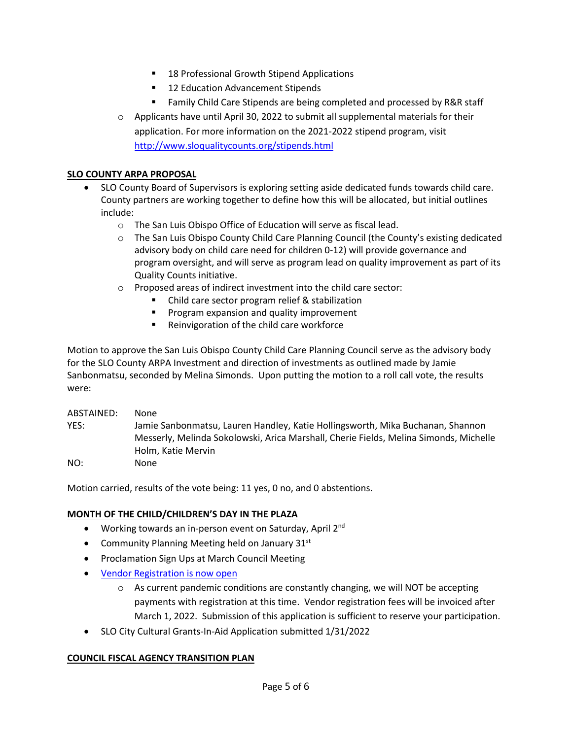- 18 Professional Growth Stipend Applications
        - 12 Education Advancement Stipends
        - Family Child Care Stipends are being completed and processed by R&R staff
    - Applicants have until April 30, 2022 to submit all supplemental materials for their application. For more information on the 2021-2022 stipend program, visit [http://www.sloqualitycounts.org/stipends.html](http://www.sloqualitycounts.org/stipends.html)

**SLO COUNTY ARPA PROPOSAL**

- SLO County Board of Supervisors is exploring setting aside dedicated funds towards child care. County partners are working together to define how this will be allocated, but initial outlines include:
    - The San Luis Obispo Office of Education will serve as fiscal lead.
    - The San Luis Obispo County Child Care Planning Council (the County's existing dedicated advisory body on child care need for children 0-12) will provide governance and program oversight, and will serve as program lead on quality improvement as part of its Quality Counts initiative.
    - Proposed areas of indirect investment into the child care sector:
        - Child care sector program relief & stabilization
        - Program expansion and quality improvement
        - Reinvigoration of the child care workforce

Motion to approve the San Luis Obispo County Child Care Planning Council serve as the advisory body for the SLO County ARPA Investment and direction of investments as outlined made by Jamie Sanbonmatsu, seconded by Melina Simonds. Upon putting the motion to a roll call vote, the results were:

ABSTAINED: None
YES: Jamie Sanbonmatsu, Lauren Handley, Katie Hollingsworth, Mika Buchanan, Shannon Messerly, Melinda Sokolowski, Arica Marshall, Cherie Fields, Melina Simonds, Michelle Holm, Katie Mervin
NO: None

Motion carried, results of the vote being: 11 yes, 0 no, and 0 abstentions.

**MONTH OF THE CHILD/CHILDREN'S DAY IN THE PLAZA**

- Working towards an in-person event on Saturday, April 2nd
- Community Planning Meeting held on January 31st
- Proclamation Sign Ups at March Council Meeting
- Vendor Registration is now open
    - As current pandemic conditions are constantly changing, we will NOT be accepting payments with registration at this time. Vendor registration fees will be invoiced after March 1, 2022. Submission of this application is sufficient to reserve your participation.
- SLO City Cultural Grants-In-Aid Application submitted 1/31/2022

**COUNCIL FISCAL AGENCY TRANSITION PLAN**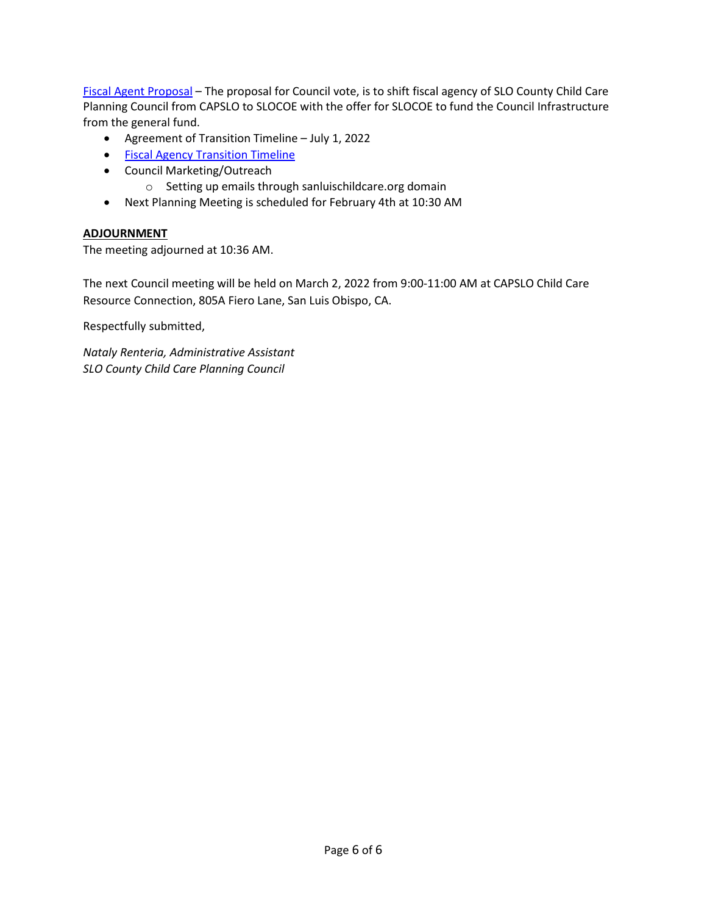Fiscal Agent Proposal – The proposal for Council vote, is to shift fiscal agency of SLO County Child Care Planning Council from CAPSLO to SLOCOE with the offer for SLOCOE to fund the Council Infrastructure from the general fund.

- Agreement of Transition Timeline – July 1, 2022
- Fiscal Agency Transition Timeline
- Council Marketing/Outreach
    - Setting up emails through sanluischildcare.org domain
- Next Planning Meeting is scheduled for February 4th at 10:30 AM

**ADJOURNMENT**

The meeting adjourned at 10:36 AM.

The next Council meeting will be held on March 2, 2022 from 9:00-11:00 AM at CAPSLO Child Care Resource Connection, 805A Fiero Lane, San Luis Obispo, CA.

Respectfully submitted,

*Nataly Renteria, Administrative Assistant*
*SLO County Child Care Planning Council*